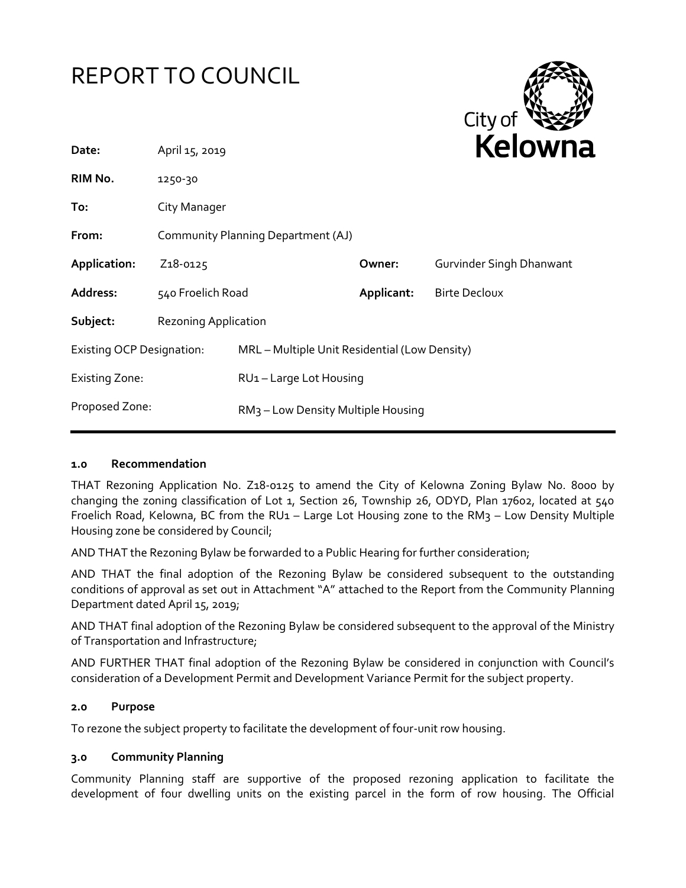# REPORT TO COUNCIL

City of Kelowna

| | | | |
|---|---|---|---|
| **Date:** | April 15, 2019 | | |
| **RIM No.** | 1250-30 | | |
| **To:** | City Manager | | |
| **From:** | Community Planning Department (AJ) | | |
| **Application:** | Z18-0125 | **Owner:** | Gurvinder Singh Dhanwant |
| **Address:** | 540 Froelich Road | **Applicant:** | Birte Decloux |
| **Subject:** | Rezoning Application | | |
| Existing OCP Designation: | MRL – Multiple Unit Residential (Low Density) | | |
| Existing Zone: | RU1 – Large Lot Housing | | |
| Proposed Zone: | RM3 – Low Density Multiple Housing | | |

## 1.0 Recommendation

THAT Rezoning Application No. Z18-0125 to amend the City of Kelowna Zoning Bylaw No. 8000 by changing the zoning classification of Lot 1, Section 26, Township 26, ODYD, Plan 17602, located at 540 Froelich Road, Kelowna, BC from the RU1 – Large Lot Housing zone to the RM3 – Low Density Multiple Housing zone be considered by Council;

AND THAT the Rezoning Bylaw be forwarded to a Public Hearing for further consideration;

AND THAT the final adoption of the Rezoning Bylaw be considered subsequent to the outstanding conditions of approval as set out in Attachment "A" attached to the Report from the Community Planning Department dated April 15, 2019;

AND THAT final adoption of the Rezoning Bylaw be considered subsequent to the approval of the Ministry of Transportation and Infrastructure;

AND FURTHER THAT final adoption of the Rezoning Bylaw be considered in conjunction with Council's consideration of a Development Permit and Development Variance Permit for the subject property.

## 2.0 Purpose

To rezone the subject property to facilitate the development of four-unit row housing.

## 3.0 Community Planning

Community Planning staff are supportive of the proposed rezoning application to facilitate the development of four dwelling units on the existing parcel in the form of row housing. The Official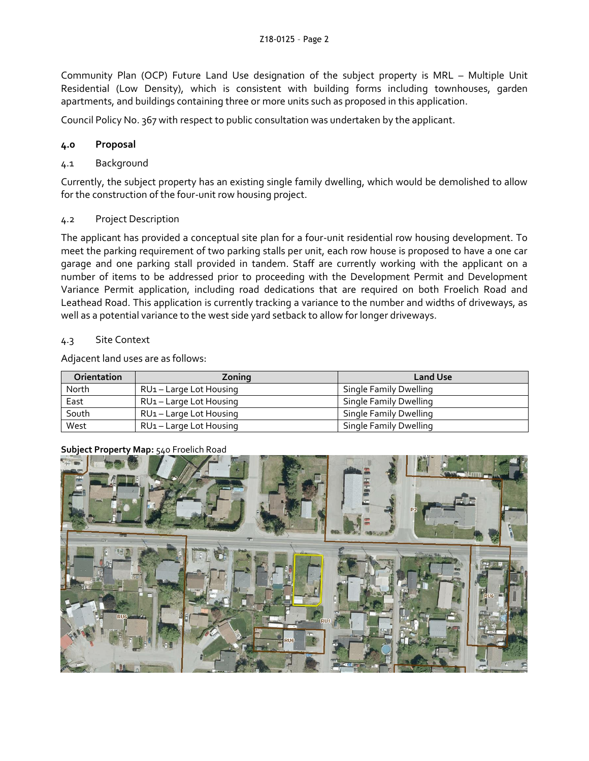Community Plan (OCP) Future Land Use designation of the subject property is MRL – Multiple Unit Residential (Low Density), which is consistent with building forms including townhouses, garden apartments, and buildings containing three or more units such as proposed in this application.

Council Policy No. 367 with respect to public consultation was undertaken by the applicant.

## 4.0 Proposal

### 4.1 Background

Currently, the subject property has an existing single family dwelling, which would be demolished to allow for the construction of the four-unit row housing project.

### 4.2 Project Description

The applicant has provided a conceptual site plan for a four-unit residential row housing development. To meet the parking requirement of two parking stalls per unit, each row house is proposed to have a one car garage and one parking stall provided in tandem. Staff are currently working with the applicant on a number of items to be addressed prior to proceeding with the Development Permit and Development Variance Permit application, including road dedications that are required on both Froelich Road and Leathead Road. This application is currently tracking a variance to the number and widths of driveways, as well as a potential variance to the west side yard setback to allow for longer driveways.

### 4.3 Site Context

Adjacent land uses are as follows:

| Orientation | Zoning | Land Use |
|---|---|---|
| North | RU1 – Large Lot Housing | Single Family Dwelling |
| East | RU1 – Large Lot Housing | Single Family Dwelling |
| South | RU1 – Large Lot Housing | Single Family Dwelling |
| West | RU1 – Large Lot Housing | Single Family Dwelling |

**Subject Property Map:** 540 Froelich Road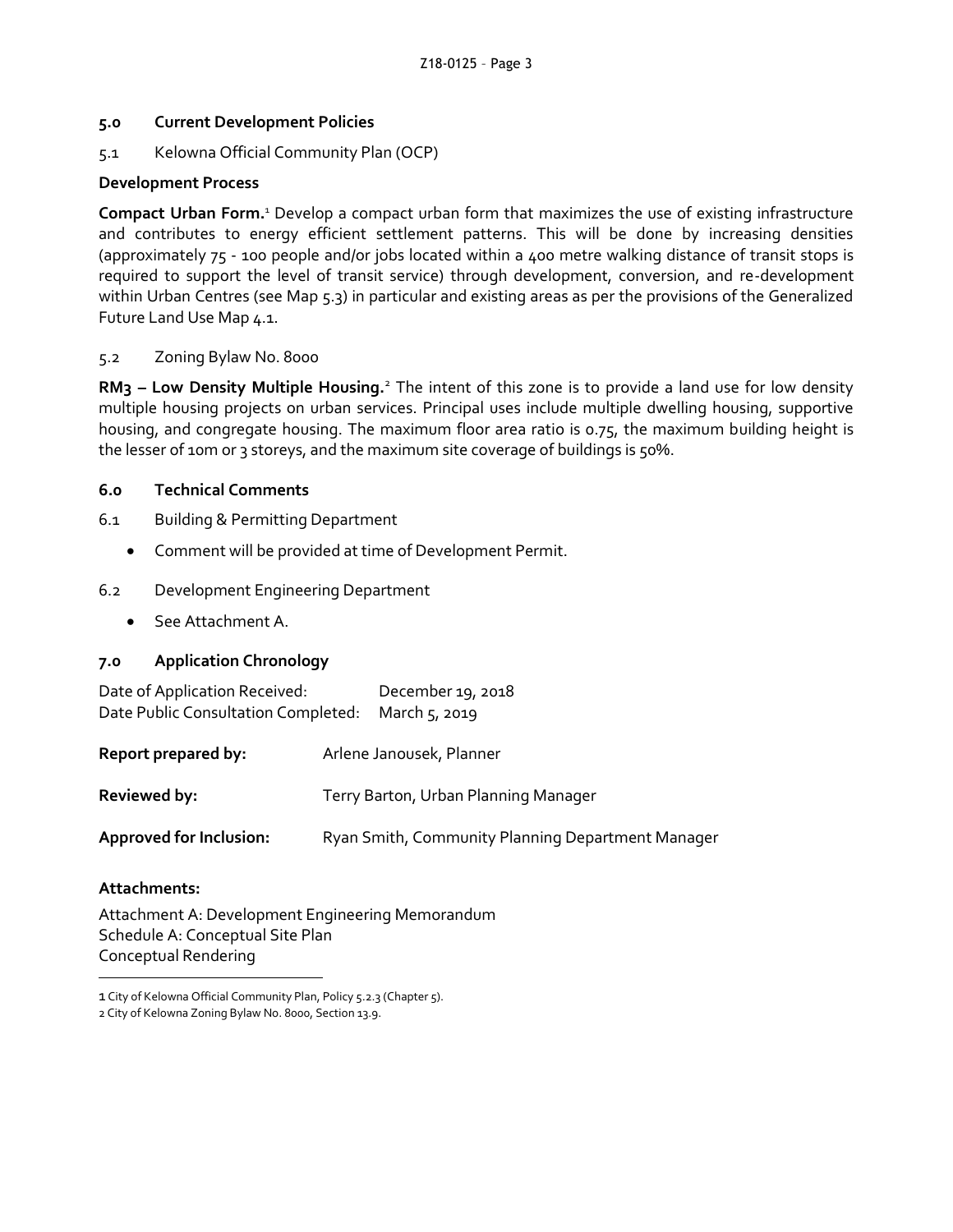## 5.0 Current Development Policies

5.1 Kelowna Official Community Plan (OCP)

### Development Process

**Compact Urban Form.**[1] Develop a compact urban form that maximizes the use of existing infrastructure and contributes to energy efficient settlement patterns. This will be done by increasing densities (approximately 75 - 100 people and/or jobs located within a 400 metre walking distance of transit stops is required to support the level of transit service) through development, conversion, and re-development within Urban Centres (see Map 5.3) in particular and existing areas as per the provisions of the Generalized Future Land Use Map 4.1.

5.2 Zoning Bylaw No. 8000

**RM3 – Low Density Multiple Housing.**[2] The intent of this zone is to provide a land use for low density multiple housing projects on urban services. Principal uses include multiple dwelling housing, supportive housing, and congregate housing. The maximum floor area ratio is 0.75, the maximum building height is the lesser of 10m or 3 storeys, and the maximum site coverage of buildings is 50%.

## 6.0 Technical Comments

6.1 Building & Permitting Department

- Comment will be provided at time of Development Permit.

6.2 Development Engineering Department

- See Attachment A.

## 7.0 Application Chronology

Date of Application Received: December 19, 2018
Date Public Consultation Completed: March 5, 2019

**Report prepared by:** Arlene Janousek, Planner

**Reviewed by:** Terry Barton, Urban Planning Manager

**Approved for Inclusion:** Ryan Smith, Community Planning Department Manager

### Attachments:

Attachment A: Development Engineering Memorandum
Schedule A: Conceptual Site Plan
Conceptual Rendering

---

1 City of Kelowna Official Community Plan, Policy 5.2.3 (Chapter 5).
2 City of Kelowna Zoning Bylaw No. 8000, Section 13.9.